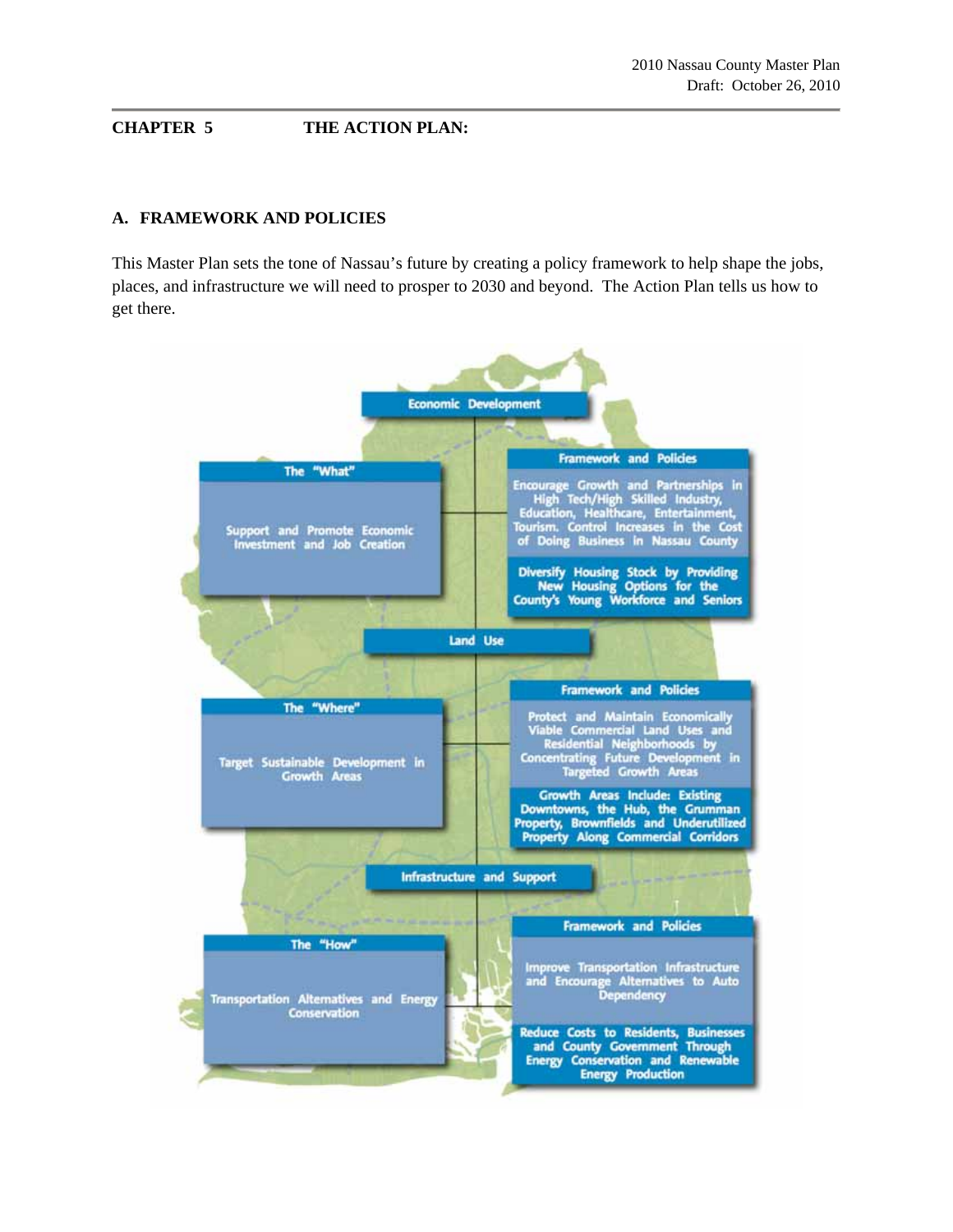## CHAPTER 5 THE ACTION PLAN:

### A. FRAMEWORK AND POLICIES

This Master Plan sets the tone of Nassau's future by creating a policy framework to help shape the jobs, places, and infrastructure we will need to prosper to 2030 and beyond. The Action Plan tells us how to get there.

**Economic Development**

**The "What"**

Support and Promote Economic Investment and Job Creation

**Framework and Policies**

Encourage Growth and Partnerships in High Tech/High Skilled Industry, Education, Healthcare, Entertainment, Tourism. Control Increases in the Cost of Doing Business in Nassau County

Diversify Housing Stock by Providing New Housing Options for the County's Young Workforce and Seniors

**Land Use**

**The "Where"**

Target Sustainable Development in Growth Areas

**Framework and Policies**

Protect and Maintain Economically Viable Commercial Land Uses and Residential Neighborhoods by Concentrating Future Development in Targeted Growth Areas

Growth Areas Include: Existing Downtowns, the Hub, the Grumman Property, Brownfields and Underutilized Property Along Commercial Corridors

**Infrastructure and Support**

**The "How"**

Transportation Alternatives and Energy Conservation

**Framework and Policies**

Improve Transportation Infrastructure and Encourage Alternatives to Auto Dependency

Reduce Costs to Residents, Businesses and County Government Through Energy Conservation and Renewable Energy Production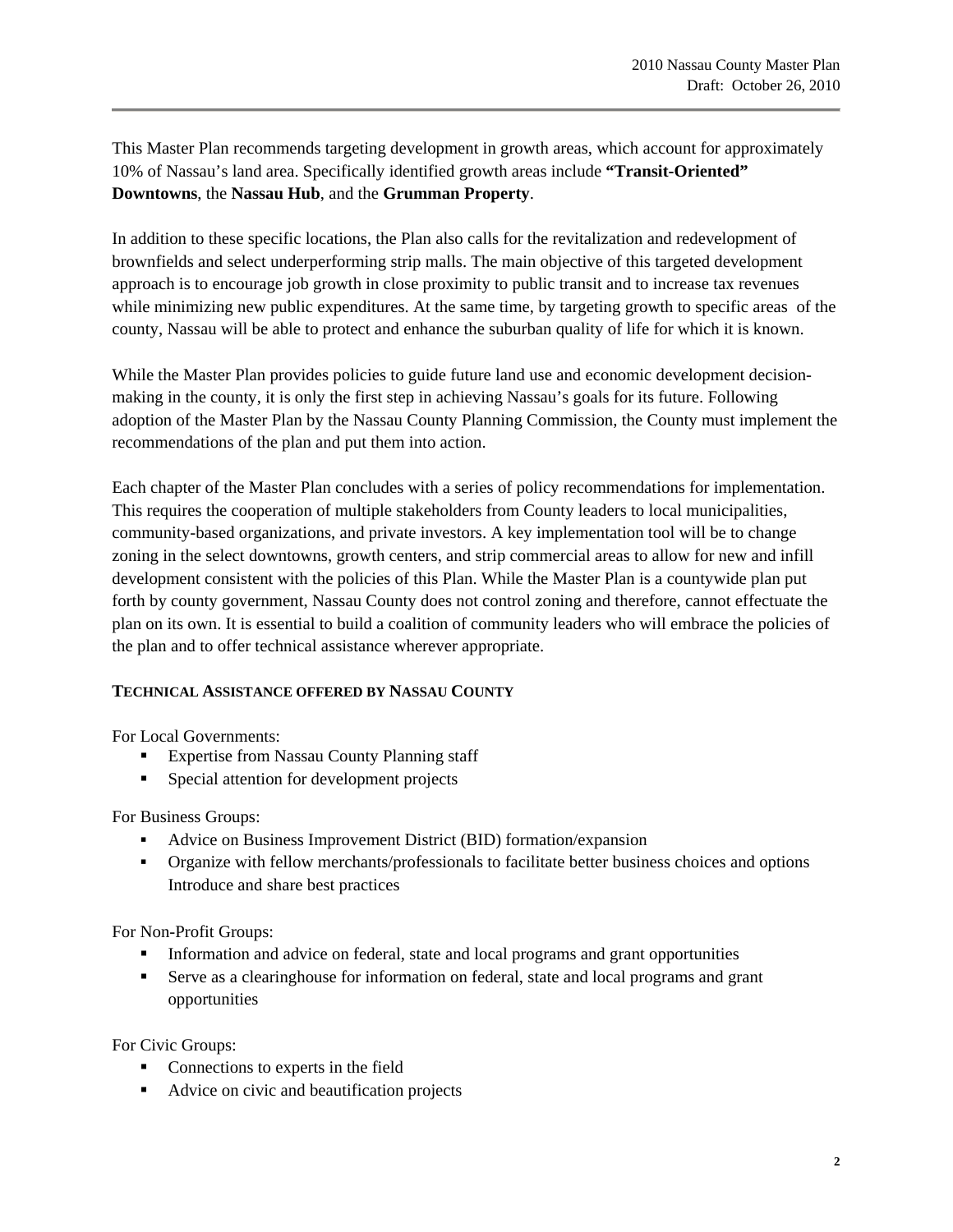This Master Plan recommends targeting development in growth areas, which account for approximately 10% of Nassau's land area. Specifically identified growth areas include **"Transit-Oriented" Downtowns**, the **Nassau Hub**, and the **Grumman Property**.

In addition to these specific locations, the Plan also calls for the revitalization and redevelopment of brownfields and select underperforming strip malls. The main objective of this targeted development approach is to encourage job growth in close proximity to public transit and to increase tax revenues while minimizing new public expenditures. At the same time, by targeting growth to specific areas of the county, Nassau will be able to protect and enhance the suburban quality of life for which it is known.

While the Master Plan provides policies to guide future land use and economic development decision-making in the county, it is only the first step in achieving Nassau's goals for its future. Following adoption of the Master Plan by the Nassau County Planning Commission, the County must implement the recommendations of the plan and put them into action.

Each chapter of the Master Plan concludes with a series of policy recommendations for implementation. This requires the cooperation of multiple stakeholders from County leaders to local municipalities, community-based organizations, and private investors. A key implementation tool will be to change zoning in the select downtowns, growth centers, and strip commercial areas to allow for new and infill development consistent with the policies of this Plan. While the Master Plan is a countywide plan put forth by county government, Nassau County does not control zoning and therefore, cannot effectuate the plan on its own. It is essential to build a coalition of community leaders who will embrace the policies of the plan and to offer technical assistance wherever appropriate.

**TECHNICAL ASSISTANCE OFFERED BY NASSAU COUNTY**

For Local Governments:

- Expertise from Nassau County Planning staff
- Special attention for development projects

For Business Groups:

- Advice on Business Improvement District (BID) formation/expansion
- Organize with fellow merchants/professionals to facilitate better business choices and options Introduce and share best practices

For Non-Profit Groups:

- Information and advice on federal, state and local programs and grant opportunities
- Serve as a clearinghouse for information on federal, state and local programs and grant opportunities

For Civic Groups:

- Connections to experts in the field
- Advice on civic and beautification projects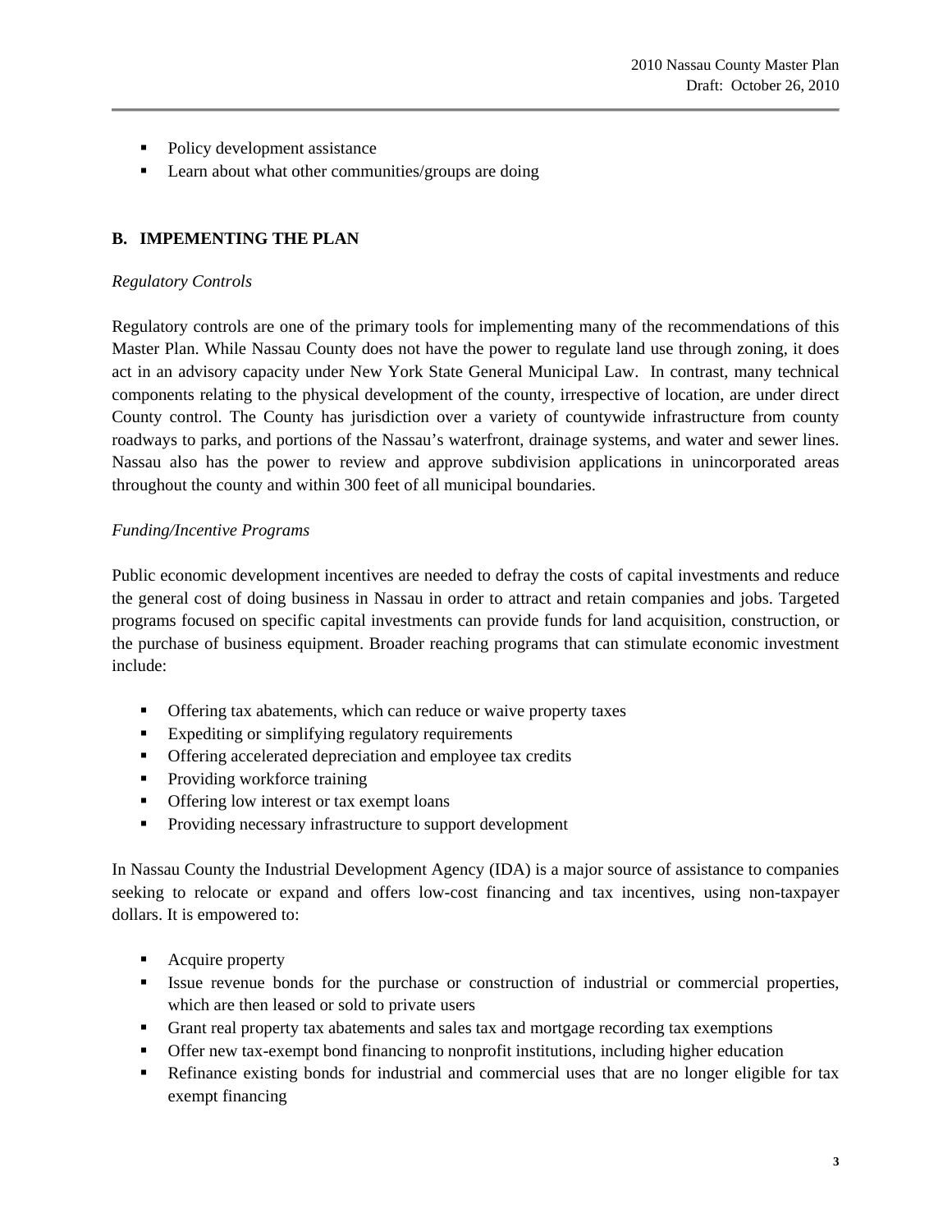- Policy development assistance
- Learn about what other communities/groups are doing

## B. IMPEMENTING THE PLAN

*Regulatory Controls*

Regulatory controls are one of the primary tools for implementing many of the recommendations of this Master Plan. While Nassau County does not have the power to regulate land use through zoning, it does act in an advisory capacity under New York State General Municipal Law. In contrast, many technical components relating to the physical development of the county, irrespective of location, are under direct County control. The County has jurisdiction over a variety of countywide infrastructure from county roadways to parks, and portions of the Nassau's waterfront, drainage systems, and water and sewer lines. Nassau also has the power to review and approve subdivision applications in unincorporated areas throughout the county and within 300 feet of all municipal boundaries.

*Funding/Incentive Programs*

Public economic development incentives are needed to defray the costs of capital investments and reduce the general cost of doing business in Nassau in order to attract and retain companies and jobs. Targeted programs focused on specific capital investments can provide funds for land acquisition, construction, or the purchase of business equipment. Broader reaching programs that can stimulate economic investment include:

- Offering tax abatements, which can reduce or waive property taxes
- Expediting or simplifying regulatory requirements
- Offering accelerated depreciation and employee tax credits
- Providing workforce training
- Offering low interest or tax exempt loans
- Providing necessary infrastructure to support development

In Nassau County the Industrial Development Agency (IDA) is a major source of assistance to companies seeking to relocate or expand and offers low-cost financing and tax incentives, using non-taxpayer dollars. It is empowered to:

- Acquire property
- Issue revenue bonds for the purchase or construction of industrial or commercial properties, which are then leased or sold to private users
- Grant real property tax abatements and sales tax and mortgage recording tax exemptions
- Offer new tax-exempt bond financing to nonprofit institutions, including higher education
- Refinance existing bonds for industrial and commercial uses that are no longer eligible for tax exempt financing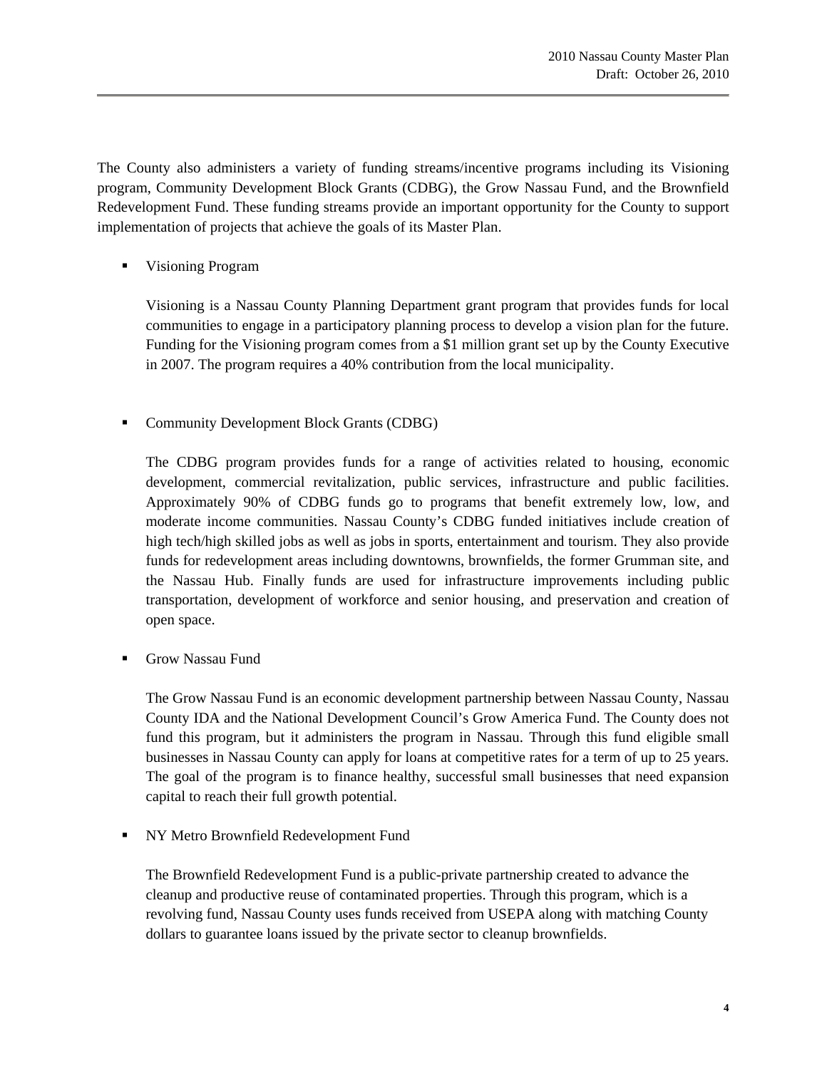The County also administers a variety of funding streams/incentive programs including its Visioning program, Community Development Block Grants (CDBG), the Grow Nassau Fund, and the Brownfield Redevelopment Fund. These funding streams provide an important opportunity for the County to support implementation of projects that achieve the goals of its Master Plan.

- Visioning Program

  Visioning is a Nassau County Planning Department grant program that provides funds for local communities to engage in a participatory planning process to develop a vision plan for the future. Funding for the Visioning program comes from a $1 million grant set up by the County Executive in 2007. The program requires a 40% contribution from the local municipality.

- Community Development Block Grants (CDBG)

  The CDBG program provides funds for a range of activities related to housing, economic development, commercial revitalization, public services, infrastructure and public facilities. Approximately 90% of CDBG funds go to programs that benefit extremely low, low, and moderate income communities. Nassau County's CDBG funded initiatives include creation of high tech/high skilled jobs as well as jobs in sports, entertainment and tourism. They also provide funds for redevelopment areas including downtowns, brownfields, the former Grumman site, and the Nassau Hub. Finally funds are used for infrastructure improvements including public transportation, development of workforce and senior housing, and preservation and creation of open space.

- Grow Nassau Fund

  The Grow Nassau Fund is an economic development partnership between Nassau County, Nassau County IDA and the National Development Council's Grow America Fund. The County does not fund this program, but it administers the program in Nassau. Through this fund eligible small businesses in Nassau County can apply for loans at competitive rates for a term of up to 25 years. The goal of the program is to finance healthy, successful small businesses that need expansion capital to reach their full growth potential.

- NY Metro Brownfield Redevelopment Fund

  The Brownfield Redevelopment Fund is a public-private partnership created to advance the cleanup and productive reuse of contaminated properties. Through this program, which is a revolving fund, Nassau County uses funds received from USEPA along with matching County dollars to guarantee loans issued by the private sector to cleanup brownfields.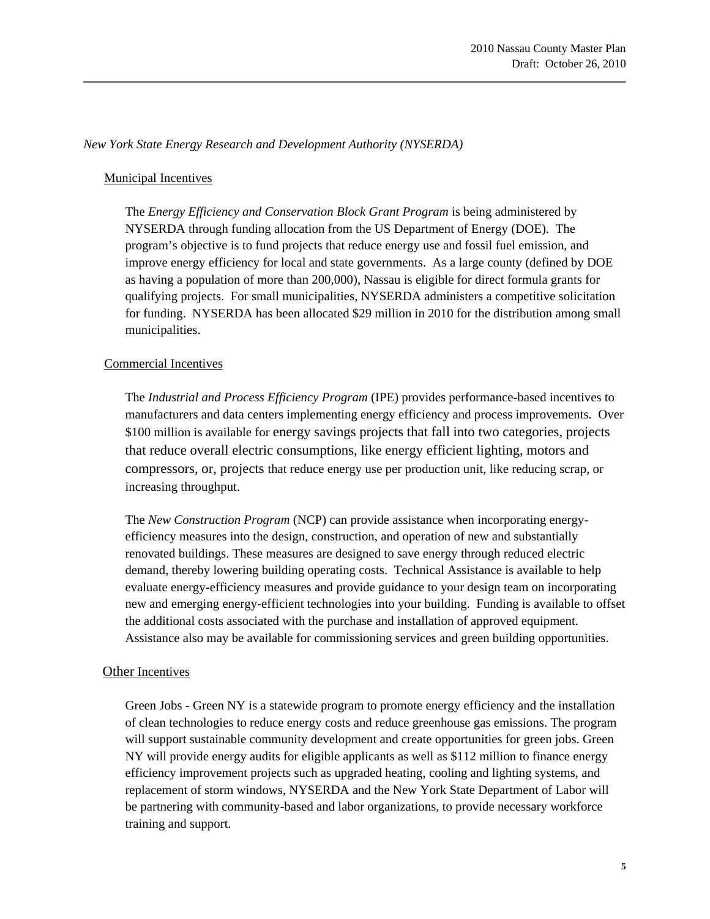*New York State Energy Research and Development Authority (NYSERDA)*

Municipal Incentives

The *Energy Efficiency and Conservation Block Grant Program* is being administered by NYSERDA through funding allocation from the US Department of Energy (DOE). The program's objective is to fund projects that reduce energy use and fossil fuel emission, and improve energy efficiency for local and state governments. As a large county (defined by DOE as having a population of more than 200,000), Nassau is eligible for direct formula grants for qualifying projects. For small municipalities, NYSERDA administers a competitive solicitation for funding. NYSERDA has been allocated $29 million in 2010 for the distribution among small municipalities.

Commercial Incentives

The *Industrial and Process Efficiency Program* (IPE) provides performance-based incentives to manufacturers and data centers implementing energy efficiency and process improvements. Over $100 million is available for energy savings projects that fall into two categories, projects that reduce overall electric consumptions, like energy efficient lighting, motors and compressors, or, projects that reduce energy use per production unit, like reducing scrap, or increasing throughput.

The *New Construction Program* (NCP) can provide assistance when incorporating energy-efficiency measures into the design, construction, and operation of new and substantially renovated buildings. These measures are designed to save energy through reduced electric demand, thereby lowering building operating costs. Technical Assistance is available to help evaluate energy-efficiency measures and provide guidance to your design team on incorporating new and emerging energy-efficient technologies into your building. Funding is available to offset the additional costs associated with the purchase and installation of approved equipment. Assistance also may be available for commissioning services and green building opportunities.

Other Incentives

Green Jobs - Green NY is a statewide program to promote energy efficiency and the installation of clean technologies to reduce energy costs and reduce greenhouse gas emissions. The program will support sustainable community development and create opportunities for green jobs. Green NY will provide energy audits for eligible applicants as well as $112 million to finance energy efficiency improvement projects such as upgraded heating, cooling and lighting systems, and replacement of storm windows, NYSERDA and the New York State Department of Labor will be partnering with community-based and labor organizations, to provide necessary workforce training and support.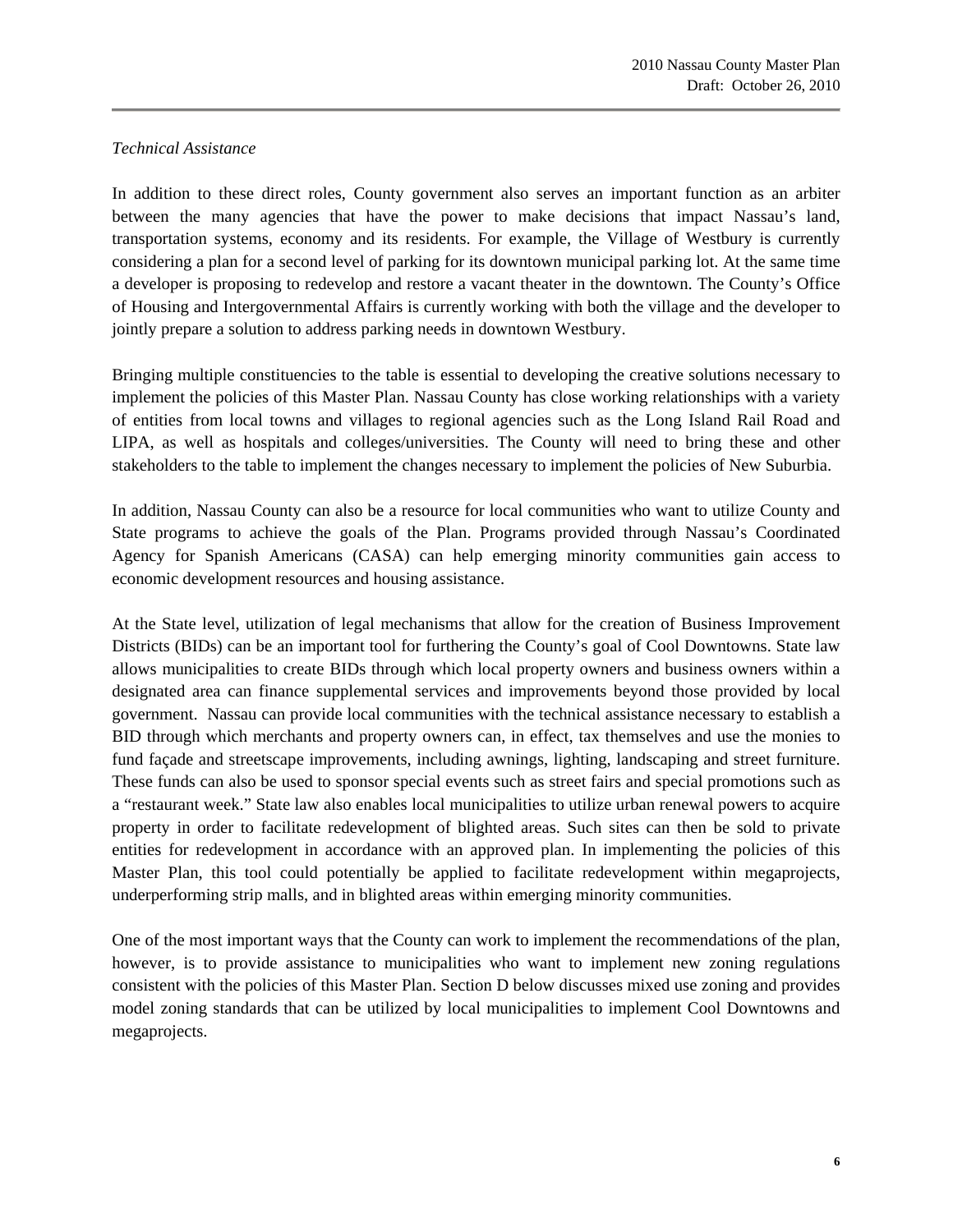*Technical Assistance*

In addition to these direct roles, County government also serves an important function as an arbiter between the many agencies that have the power to make decisions that impact Nassau's land, transportation systems, economy and its residents. For example, the Village of Westbury is currently considering a plan for a second level of parking for its downtown municipal parking lot. At the same time a developer is proposing to redevelop and restore a vacant theater in the downtown. The County's Office of Housing and Intergovernmental Affairs is currently working with both the village and the developer to jointly prepare a solution to address parking needs in downtown Westbury.

Bringing multiple constituencies to the table is essential to developing the creative solutions necessary to implement the policies of this Master Plan. Nassau County has close working relationships with a variety of entities from local towns and villages to regional agencies such as the Long Island Rail Road and LIPA, as well as hospitals and colleges/universities. The County will need to bring these and other stakeholders to the table to implement the changes necessary to implement the policies of New Suburbia.

In addition, Nassau County can also be a resource for local communities who want to utilize County and State programs to achieve the goals of the Plan. Programs provided through Nassau's Coordinated Agency for Spanish Americans (CASA) can help emerging minority communities gain access to economic development resources and housing assistance.

At the State level, utilization of legal mechanisms that allow for the creation of Business Improvement Districts (BIDs) can be an important tool for furthering the County's goal of Cool Downtowns. State law allows municipalities to create BIDs through which local property owners and business owners within a designated area can finance supplemental services and improvements beyond those provided by local government. Nassau can provide local communities with the technical assistance necessary to establish a BID through which merchants and property owners can, in effect, tax themselves and use the monies to fund façade and streetscape improvements, including awnings, lighting, landscaping and street furniture. These funds can also be used to sponsor special events such as street fairs and special promotions such as a "restaurant week." State law also enables local municipalities to utilize urban renewal powers to acquire property in order to facilitate redevelopment of blighted areas. Such sites can then be sold to private entities for redevelopment in accordance with an approved plan. In implementing the policies of this Master Plan, this tool could potentially be applied to facilitate redevelopment within megaprojects, underperforming strip malls, and in blighted areas within emerging minority communities.

One of the most important ways that the County can work to implement the recommendations of the plan, however, is to provide assistance to municipalities who want to implement new zoning regulations consistent with the policies of this Master Plan. Section D below discusses mixed use zoning and provides model zoning standards that can be utilized by local municipalities to implement Cool Downtowns and megaprojects.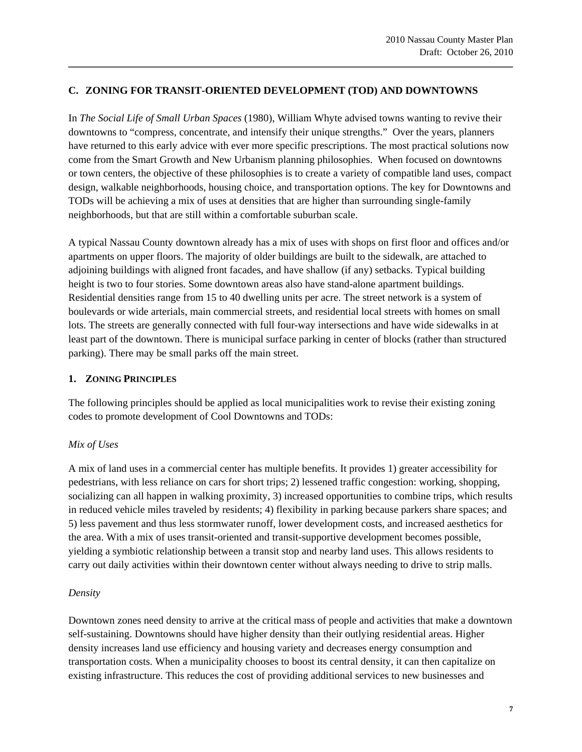## C. ZONING FOR TRANSIT-ORIENTED DEVELOPMENT (TOD) AND DOWNTOWNS

In *The Social Life of Small Urban Spaces* (1980), William Whyte advised towns wanting to revive their downtowns to "compress, concentrate, and intensify their unique strengths." Over the years, planners have returned to this early advice with ever more specific prescriptions. The most practical solutions now come from the Smart Growth and New Urbanism planning philosophies. When focused on downtowns or town centers, the objective of these philosophies is to create a variety of compatible land uses, compact design, walkable neighborhoods, housing choice, and transportation options. The key for Downtowns and TODs will be achieving a mix of uses at densities that are higher than surrounding single-family neighborhoods, but that are still within a comfortable suburban scale.

A typical Nassau County downtown already has a mix of uses with shops on first floor and offices and/or apartments on upper floors. The majority of older buildings are built to the sidewalk, are attached to adjoining buildings with aligned front facades, and have shallow (if any) setbacks. Typical building height is two to four stories. Some downtown areas also have stand-alone apartment buildings. Residential densities range from 15 to 40 dwelling units per acre. The street network is a system of boulevards or wide arterials, main commercial streets, and residential local streets with homes on small lots. The streets are generally connected with full four-way intersections and have wide sidewalks in at least part of the downtown. There is municipal surface parking in center of blocks (rather than structured parking). There may be small parks off the main street.

### 1. ZONING PRINCIPLES

The following principles should be applied as local municipalities work to revise their existing zoning codes to promote development of Cool Downtowns and TODs:

*Mix of Uses*

A mix of land uses in a commercial center has multiple benefits. It provides 1) greater accessibility for pedestrians, with less reliance on cars for short trips; 2) lessened traffic congestion: working, shopping, socializing can all happen in walking proximity, 3) increased opportunities to combine trips, which results in reduced vehicle miles traveled by residents; 4) flexibility in parking because parkers share spaces; and 5) less pavement and thus less stormwater runoff, lower development costs, and increased aesthetics for the area. With a mix of uses transit-oriented and transit-supportive development becomes possible, yielding a symbiotic relationship between a transit stop and nearby land uses. This allows residents to carry out daily activities within their downtown center without always needing to drive to strip malls.

*Density*

Downtown zones need density to arrive at the critical mass of people and activities that make a downtown self-sustaining. Downtowns should have higher density than their outlying residential areas. Higher density increases land use efficiency and housing variety and decreases energy consumption and transportation costs. When a municipality chooses to boost its central density, it can then capitalize on existing infrastructure. This reduces the cost of providing additional services to new businesses and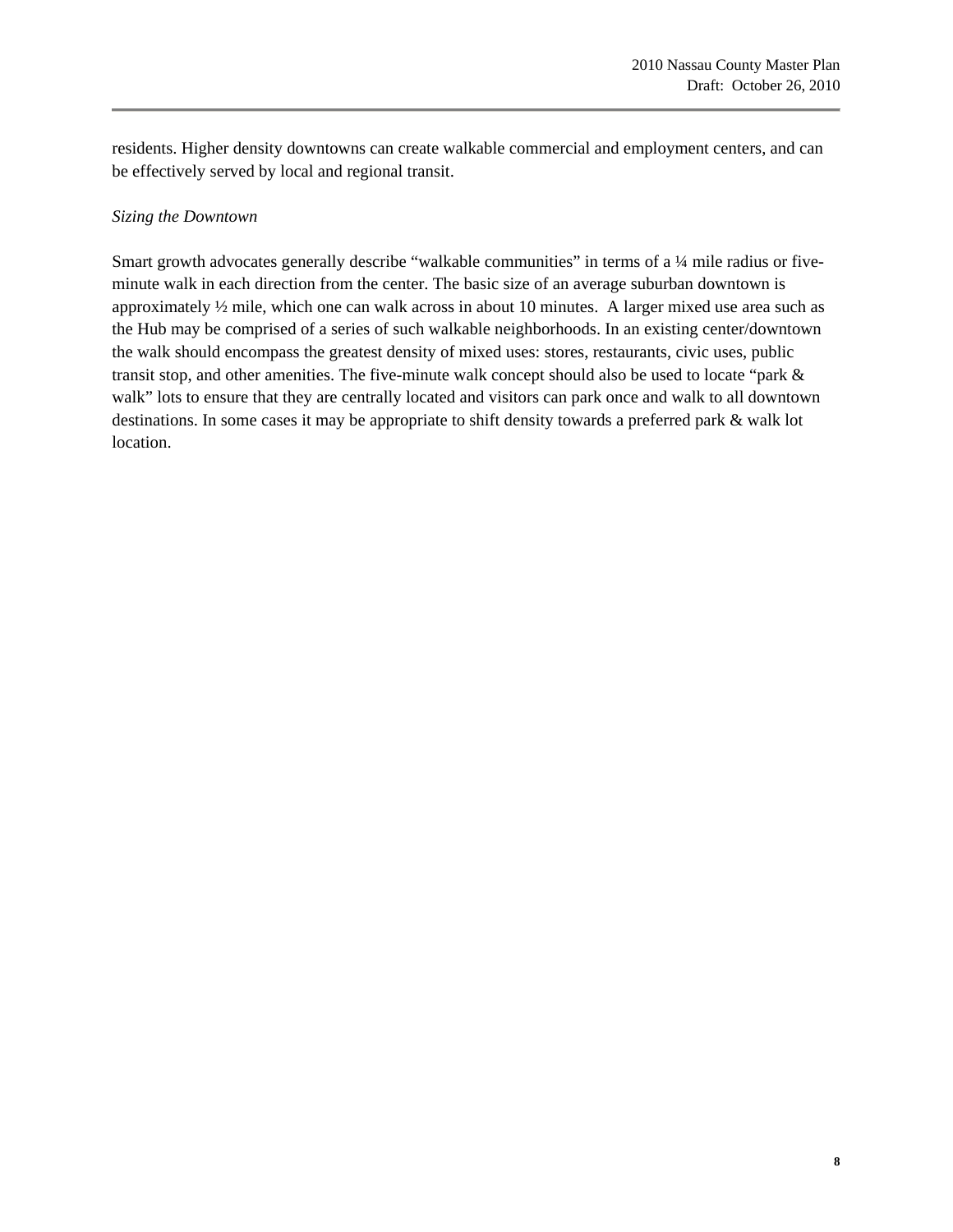residents. Higher density downtowns can create walkable commercial and employment centers, and can be effectively served by local and regional transit.

*Sizing the Downtown*

Smart growth advocates generally describe "walkable communities" in terms of a ¼ mile radius or five-minute walk in each direction from the center. The basic size of an average suburban downtown is approximately ½ mile, which one can walk across in about 10 minutes. A larger mixed use area such as the Hub may be comprised of a series of such walkable neighborhoods. In an existing center/downtown the walk should encompass the greatest density of mixed uses: stores, restaurants, civic uses, public transit stop, and other amenities. The five-minute walk concept should also be used to locate "park & walk" lots to ensure that they are centrally located and visitors can park once and walk to all downtown destinations. In some cases it may be appropriate to shift density towards a preferred park & walk lot location.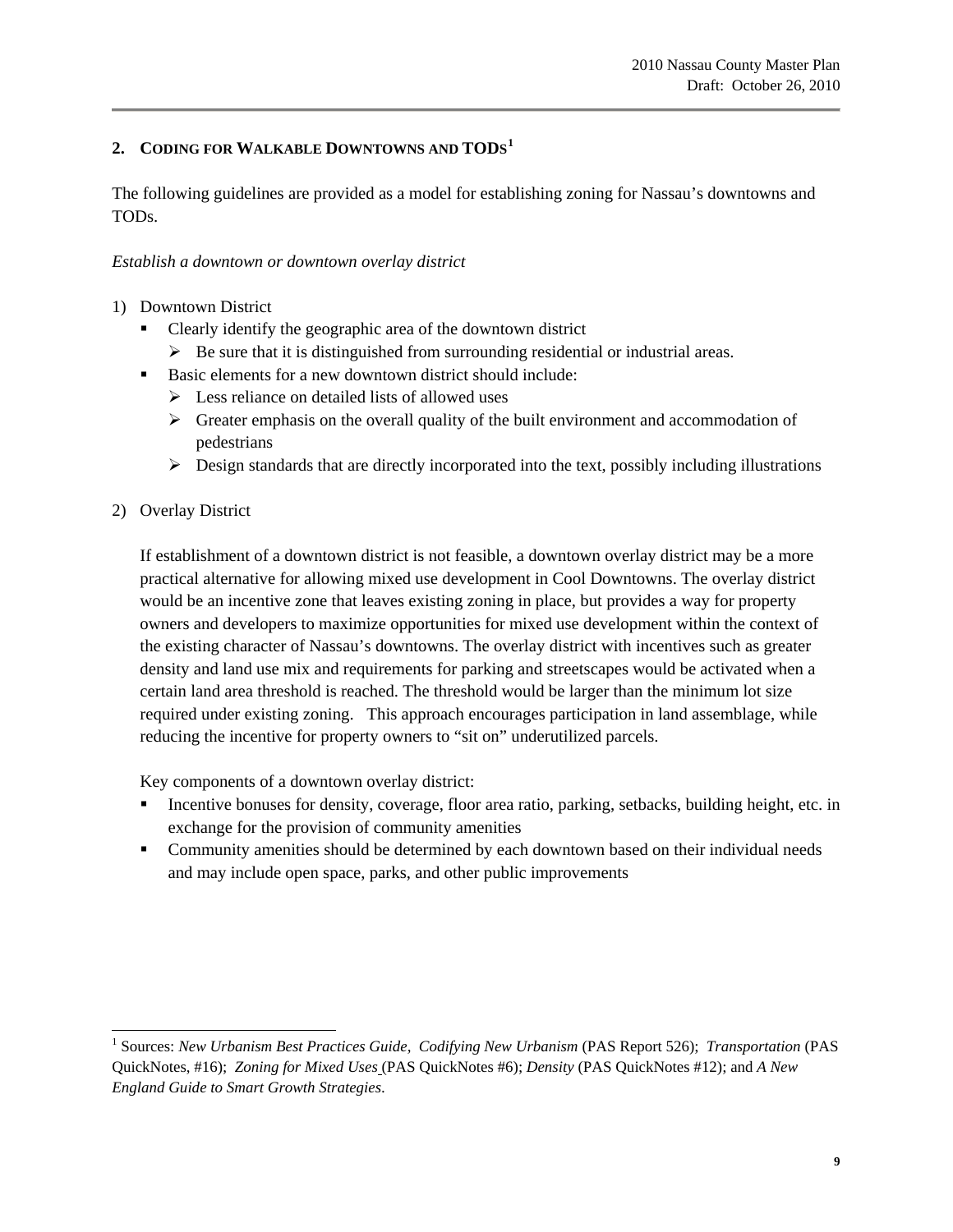## 2. Coding for Walkable Downtowns and TODs[1]

The following guidelines are provided as a model for establishing zoning for Nassau's downtowns and TODs.

*Establish a downtown or downtown overlay district*

1) Downtown District
   - Clearly identify the geographic area of the downtown district
     - Be sure that it is distinguished from surrounding residential or industrial areas.
   - Basic elements for a new downtown district should include:
     - Less reliance on detailed lists of allowed uses
     - Greater emphasis on the overall quality of the built environment and accommodation of pedestrians
     - Design standards that are directly incorporated into the text, possibly including illustrations

2) Overlay District

   If establishment of a downtown district is not feasible, a downtown overlay district may be a more practical alternative for allowing mixed use development in Cool Downtowns. The overlay district would be an incentive zone that leaves existing zoning in place, but provides a way for property owners and developers to maximize opportunities for mixed use development within the context of the existing character of Nassau's downtowns. The overlay district with incentives such as greater density and land use mix and requirements for parking and streetscapes would be activated when a certain land area threshold is reached. The threshold would be larger than the minimum lot size required under existing zoning. This approach encourages participation in land assemblage, while reducing the incentive for property owners to "sit on" underutilized parcels.

   Key components of a downtown overlay district:
   - Incentive bonuses for density, coverage, floor area ratio, parking, setbacks, building height, etc. in exchange for the provision of community amenities
   - Community amenities should be determined by each downtown based on their individual needs and may include open space, parks, and other public improvements

---

[1] Sources: *New Urbanism Best Practices Guide, Codifying New Urbanism* (PAS Report 526); *Transportation* (PAS QuickNotes, #16); *Zoning for Mixed Uses* (PAS QuickNotes #6); *Density* (PAS QuickNotes #12); and *A New England Guide to Smart Growth Strategies*.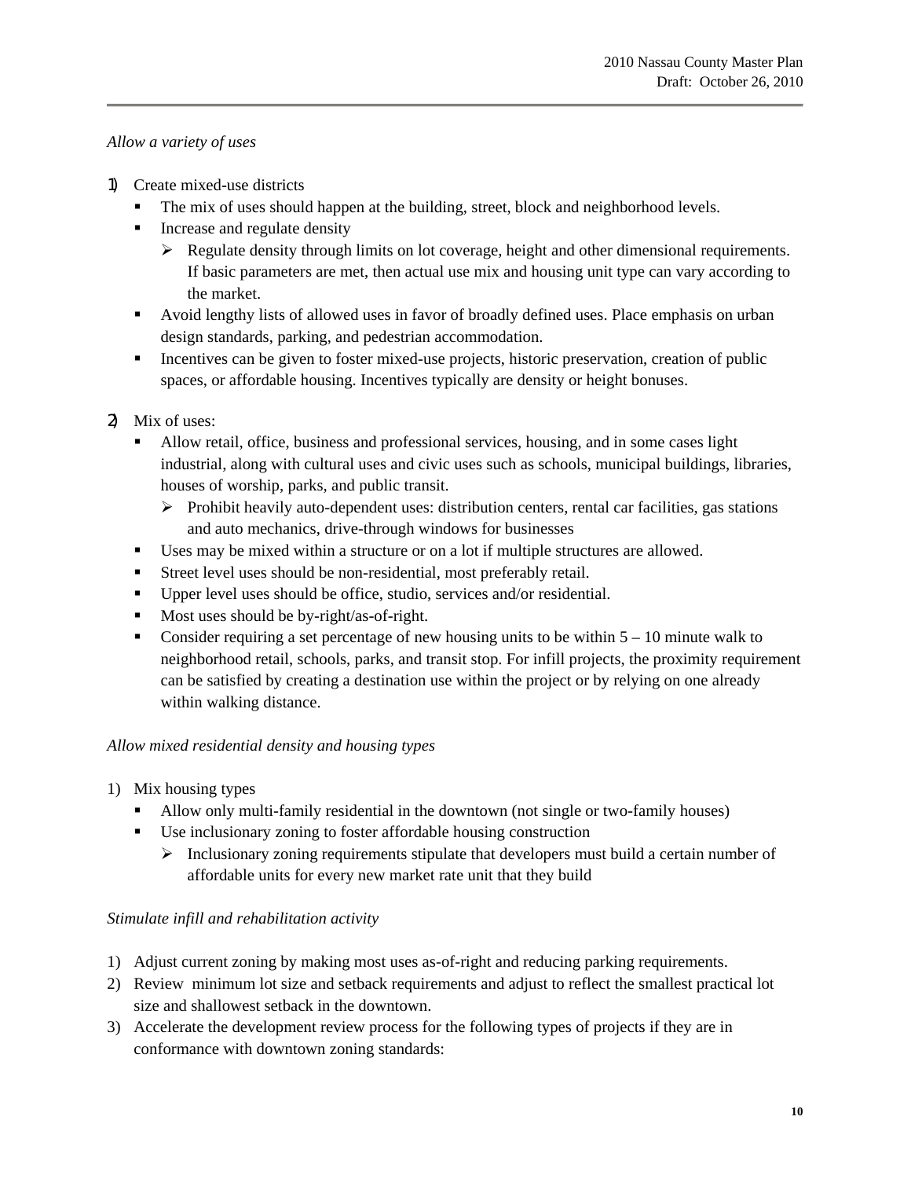*Allow a variety of uses*

1) Create mixed-use districts
   - The mix of uses should happen at the building, street, block and neighborhood levels.
   - Increase and regulate density
     - Regulate density through limits on lot coverage, height and other dimensional requirements. If basic parameters are met, then actual use mix and housing unit type can vary according to the market.
   - Avoid lengthy lists of allowed uses in favor of broadly defined uses. Place emphasis on urban design standards, parking, and pedestrian accommodation.
   - Incentives can be given to foster mixed-use projects, historic preservation, creation of public spaces, or affordable housing. Incentives typically are density or height bonuses.

2) Mix of uses:
   - Allow retail, office, business and professional services, housing, and in some cases light industrial, along with cultural uses and civic uses such as schools, municipal buildings, libraries, houses of worship, parks, and public transit.
     - Prohibit heavily auto-dependent uses: distribution centers, rental car facilities, gas stations and auto mechanics, drive-through windows for businesses
   - Uses may be mixed within a structure or on a lot if multiple structures are allowed.
   - Street level uses should be non-residential, most preferably retail.
   - Upper level uses should be office, studio, services and/or residential.
   - Most uses should be by-right/as-of-right.
   - Consider requiring a set percentage of new housing units to be within 5 – 10 minute walk to neighborhood retail, schools, parks, and transit stop. For infill projects, the proximity requirement can be satisfied by creating a destination use within the project or by relying on one already within walking distance.

*Allow mixed residential density and housing types*

1) Mix housing types
   - Allow only multi-family residential in the downtown (not single or two-family houses)
   - Use inclusionary zoning to foster affordable housing construction
     - Inclusionary zoning requirements stipulate that developers must build a certain number of affordable units for every new market rate unit that they build

*Stimulate infill and rehabilitation activity*

1) Adjust current zoning by making most uses as-of-right and reducing parking requirements.
2) Review minimum lot size and setback requirements and adjust to reflect the smallest practical lot size and shallowest setback in the downtown.
3) Accelerate the development review process for the following types of projects if they are in conformance with downtown zoning standards: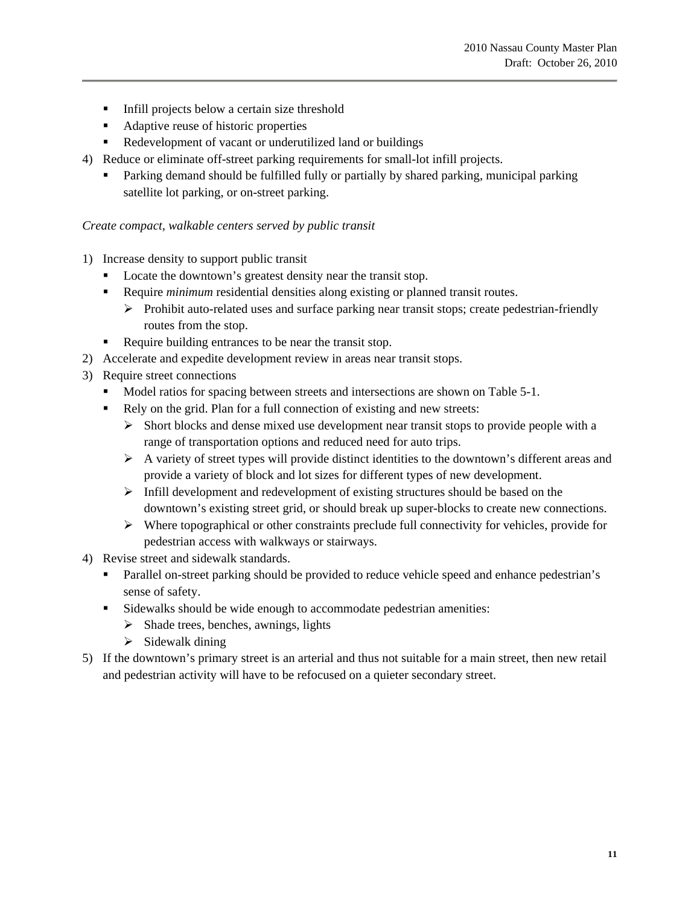- Infill projects below a certain size threshold
- Adaptive reuse of historic properties
- Redevelopment of vacant or underutilized land or buildings

4) Reduce or eliminate off-street parking requirements for small-lot infill projects.
   - Parking demand should be fulfilled fully or partially by shared parking, municipal parking satellite lot parking, or on-street parking.

*Create compact, walkable centers served by public transit*

1) Increase density to support public transit
   - Locate the downtown's greatest density near the transit stop.
   - Require *minimum* residential densities along existing or planned transit routes.
     - Prohibit auto-related uses and surface parking near transit stops; create pedestrian-friendly routes from the stop.
   - Require building entrances to be near the transit stop.
2) Accelerate and expedite development review in areas near transit stops.
3) Require street connections
   - Model ratios for spacing between streets and intersections are shown on Table 5-1.
   - Rely on the grid. Plan for a full connection of existing and new streets:
     - Short blocks and dense mixed use development near transit stops to provide people with a range of transportation options and reduced need for auto trips.
     - A variety of street types will provide distinct identities to the downtown's different areas and provide a variety of block and lot sizes for different types of new development.
     - Infill development and redevelopment of existing structures should be based on the downtown's existing street grid, or should break up super-blocks to create new connections.
     - Where topographical or other constraints preclude full connectivity for vehicles, provide for pedestrian access with walkways or stairways.
4) Revise street and sidewalk standards.
   - Parallel on-street parking should be provided to reduce vehicle speed and enhance pedestrian's sense of safety.
   - Sidewalks should be wide enough to accommodate pedestrian amenities:
     - Shade trees, benches, awnings, lights
     - Sidewalk dining
5) If the downtown's primary street is an arterial and thus not suitable for a main street, then new retail and pedestrian activity will have to be refocused on a quieter secondary street.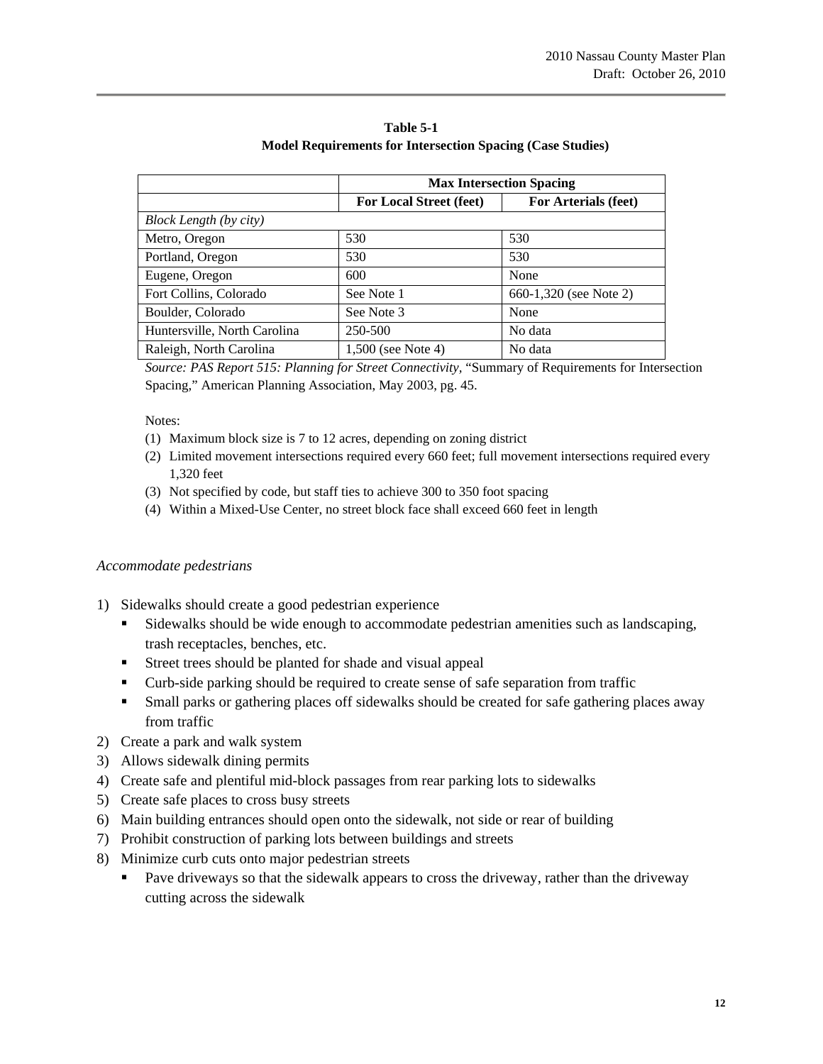**Table 5-1**
**Model Requirements for Intersection Spacing (Case Studies)**

| | **Max Intersection Spacing** | |
|---|---|---|
| | **For Local Street (feet)** | **For Arterials (feet)** |
| *Block Length (by city)* | | |
| Metro, Oregon | 530 | 530 |
| Portland, Oregon | 530 | 530 |
| Eugene, Oregon | 600 | None |
| Fort Collins, Colorado | See Note 1 | 660-1,320 (see Note 2) |
| Boulder, Colorado | See Note 3 | None |
| Huntersville, North Carolina | 250-500 | No data |
| Raleigh, North Carolina | 1,500 (see Note 4) | No data |

*Source: PAS Report 515: Planning for Street Connectivity,* "Summary of Requirements for Intersection Spacing," American Planning Association, May 2003, pg. 45.

Notes:

(1) Maximum block size is 7 to 12 acres, depending on zoning district
(2) Limited movement intersections required every 660 feet; full movement intersections required every 1,320 feet
(3) Not specified by code, but staff ties to achieve 300 to 350 foot spacing
(4) Within a Mixed-Use Center, no street block face shall exceed 660 feet in length

*Accommodate pedestrians*

1) Sidewalks should create a good pedestrian experience
   - Sidewalks should be wide enough to accommodate pedestrian amenities such as landscaping, trash receptacles, benches, etc.
   - Street trees should be planted for shade and visual appeal
   - Curb-side parking should be required to create sense of safe separation from traffic
   - Small parks or gathering places off sidewalks should be created for safe gathering places away from traffic
2) Create a park and walk system
3) Allows sidewalk dining permits
4) Create safe and plentiful mid-block passages from rear parking lots to sidewalks
5) Create safe places to cross busy streets
6) Main building entrances should open onto the sidewalk, not side or rear of building
7) Prohibit construction of parking lots between buildings and streets
8) Minimize curb cuts onto major pedestrian streets
   - Pave driveways so that the sidewalk appears to cross the driveway, rather than the driveway cutting across the sidewalk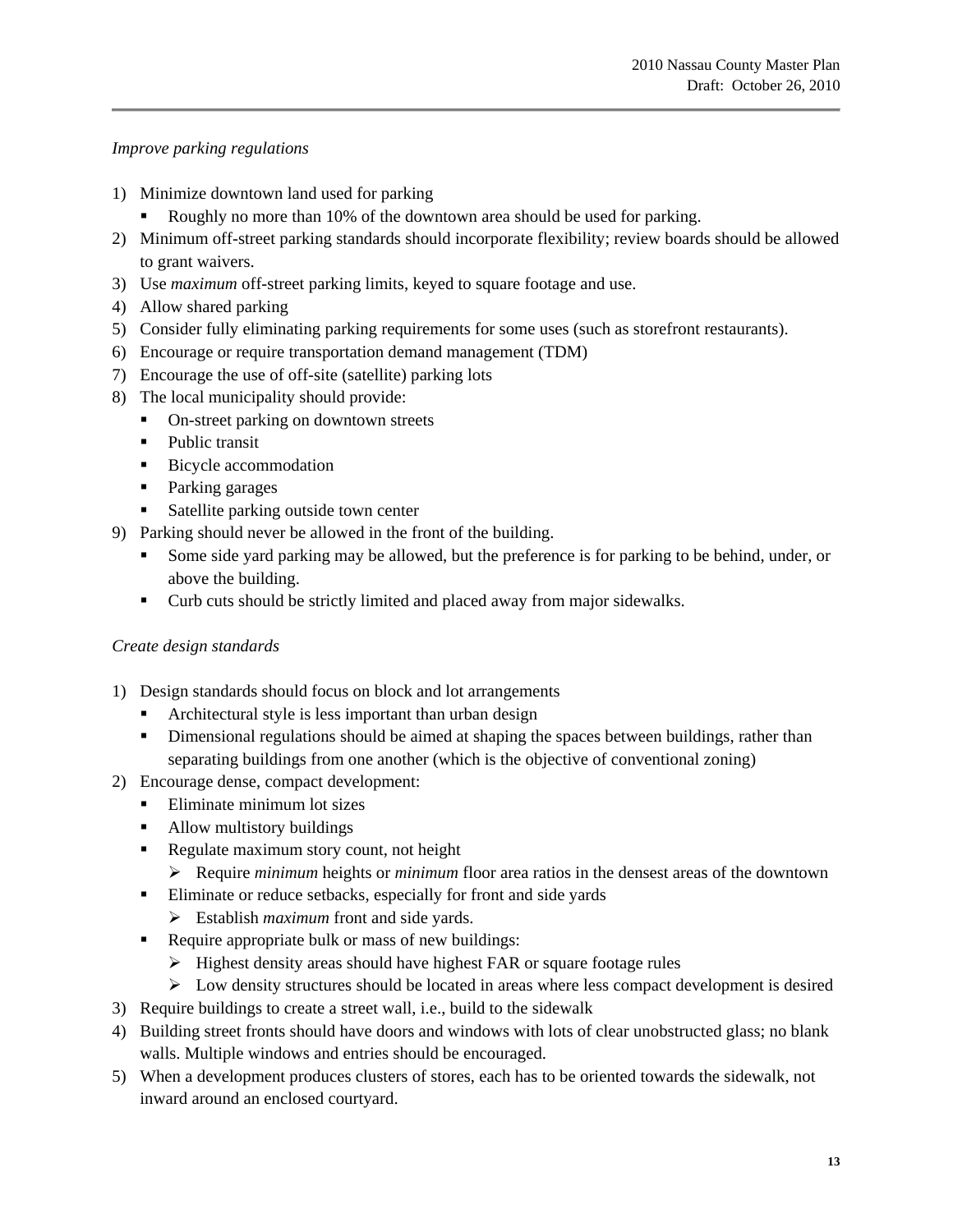*Improve parking regulations*

1) Minimize downtown land used for parking
   - Roughly no more than 10% of the downtown area should be used for parking.
2) Minimum off-street parking standards should incorporate flexibility; review boards should be allowed to grant waivers.
3) Use *maximum* off-street parking limits, keyed to square footage and use.
4) Allow shared parking
5) Consider fully eliminating parking requirements for some uses (such as storefront restaurants).
6) Encourage or require transportation demand management (TDM)
7) Encourage the use of off-site (satellite) parking lots
8) The local municipality should provide:
   - On-street parking on downtown streets
   - Public transit
   - Bicycle accommodation
   - Parking garages
   - Satellite parking outside town center
9) Parking should never be allowed in the front of the building.
   - Some side yard parking may be allowed, but the preference is for parking to be behind, under, or above the building.
   - Curb cuts should be strictly limited and placed away from major sidewalks.

*Create design standards*

1) Design standards should focus on block and lot arrangements
   - Architectural style is less important than urban design
   - Dimensional regulations should be aimed at shaping the spaces between buildings, rather than separating buildings from one another (which is the objective of conventional zoning)
2) Encourage dense, compact development:
   - Eliminate minimum lot sizes
   - Allow multistory buildings
   - Regulate maximum story count, not height
     - Require *minimum* heights or *minimum* floor area ratios in the densest areas of the downtown
   - Eliminate or reduce setbacks, especially for front and side yards
     - Establish *maximum* front and side yards.
   - Require appropriate bulk or mass of new buildings:
     - Highest density areas should have highest FAR or square footage rules
     - Low density structures should be located in areas where less compact development is desired
3) Require buildings to create a street wall, i.e., build to the sidewalk
4) Building street fronts should have doors and windows with lots of clear unobstructed glass; no blank walls. Multiple windows and entries should be encouraged.
5) When a development produces clusters of stores, each has to be oriented towards the sidewalk, not inward around an enclosed courtyard.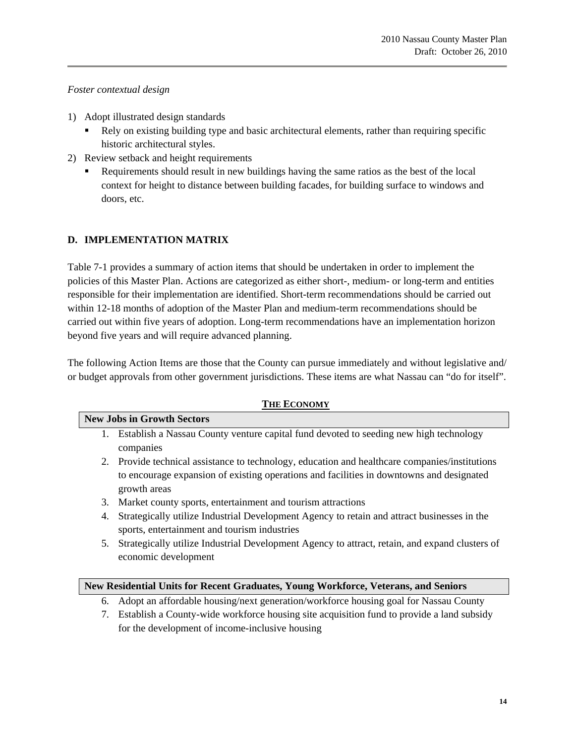*Foster contextual design*

1) Adopt illustrated design standards
   - Rely on existing building type and basic architectural elements, rather than requiring specific historic architectural styles.
2) Review setback and height requirements
   - Requirements should result in new buildings having the same ratios as the best of the local context for height to distance between building facades, for building surface to windows and doors, etc.

## D. IMPLEMENTATION MATRIX

Table 7-1 provides a summary of action items that should be undertaken in order to implement the policies of this Master Plan. Actions are categorized as either short-, medium- or long-term and entities responsible for their implementation are identified. Short-term recommendations should be carried out within 12-18 months of adoption of the Master Plan and medium-term recommendations should be carried out within five years of adoption. Long-term recommendations have an implementation horizon beyond five years and will require advanced planning.

The following Action Items are those that the County can pursue immediately and without legislative and/ or budget approvals from other government jurisdictions. These items are what Nassau can "do for itself".

### THE ECONOMY

**New Jobs in Growth Sectors**

1. Establish a Nassau County venture capital fund devoted to seeding new high technology companies
2. Provide technical assistance to technology, education and healthcare companies/institutions to encourage expansion of existing operations and facilities in downtowns and designated growth areas
3. Market county sports, entertainment and tourism attractions
4. Strategically utilize Industrial Development Agency to retain and attract businesses in the sports, entertainment and tourism industries
5. Strategically utilize Industrial Development Agency to attract, retain, and expand clusters of economic development

**New Residential Units for Recent Graduates, Young Workforce, Veterans, and Seniors**

6. Adopt an affordable housing/next generation/workforce housing goal for Nassau County
7. Establish a County-wide workforce housing site acquisition fund to provide a land subsidy for the development of income-inclusive housing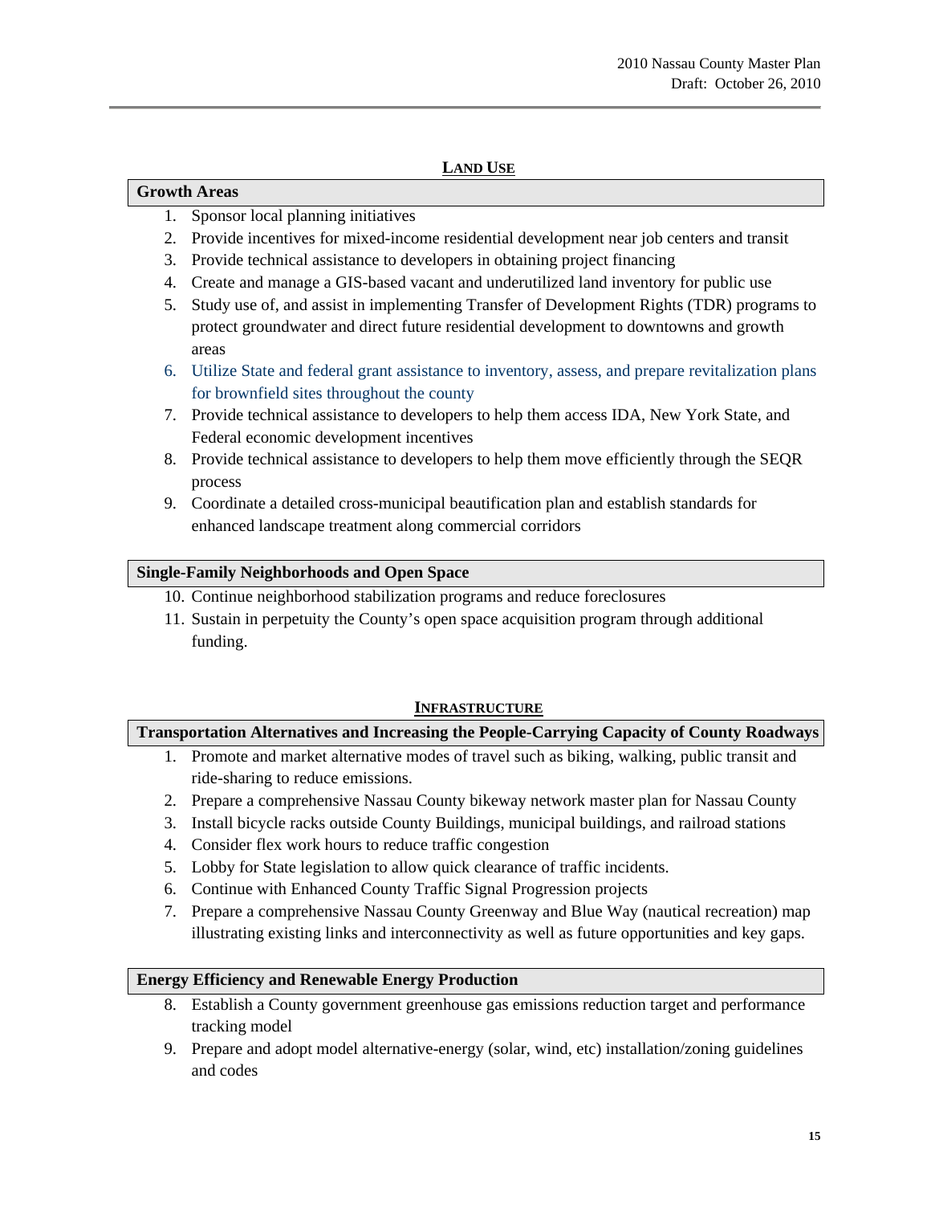## LAND USE

### Growth Areas

1. Sponsor local planning initiatives
2. Provide incentives for mixed-income residential development near job centers and transit
3. Provide technical assistance to developers in obtaining project financing
4. Create and manage a GIS-based vacant and underutilized land inventory for public use
5. Study use of, and assist in implementing Transfer of Development Rights (TDR) programs to protect groundwater and direct future residential development to downtowns and growth areas
6. Utilize State and federal grant assistance to inventory, assess, and prepare revitalization plans for brownfield sites throughout the county
7. Provide technical assistance to developers to help them access IDA, New York State, and Federal economic development incentives
8. Provide technical assistance to developers to help them move efficiently through the SEQR process
9. Coordinate a detailed cross-municipal beautification plan and establish standards for enhanced landscape treatment along commercial corridors

### Single-Family Neighborhoods and Open Space

10. Continue neighborhood stabilization programs and reduce foreclosures
11. Sustain in perpetuity the County's open space acquisition program through additional funding.

## INFRASTRUCTURE

### Transportation Alternatives and Increasing the People-Carrying Capacity of County Roadways

1. Promote and market alternative modes of travel such as biking, walking, public transit and ride-sharing to reduce emissions.
2. Prepare a comprehensive Nassau County bikeway network master plan for Nassau County
3. Install bicycle racks outside County Buildings, municipal buildings, and railroad stations
4. Consider flex work hours to reduce traffic congestion
5. Lobby for State legislation to allow quick clearance of traffic incidents.
6. Continue with Enhanced County Traffic Signal Progression projects
7. Prepare a comprehensive Nassau County Greenway and Blue Way (nautical recreation) map illustrating existing links and interconnectivity as well as future opportunities and key gaps.

### Energy Efficiency and Renewable Energy Production

8. Establish a County government greenhouse gas emissions reduction target and performance tracking model
9. Prepare and adopt model alternative-energy (solar, wind, etc) installation/zoning guidelines and codes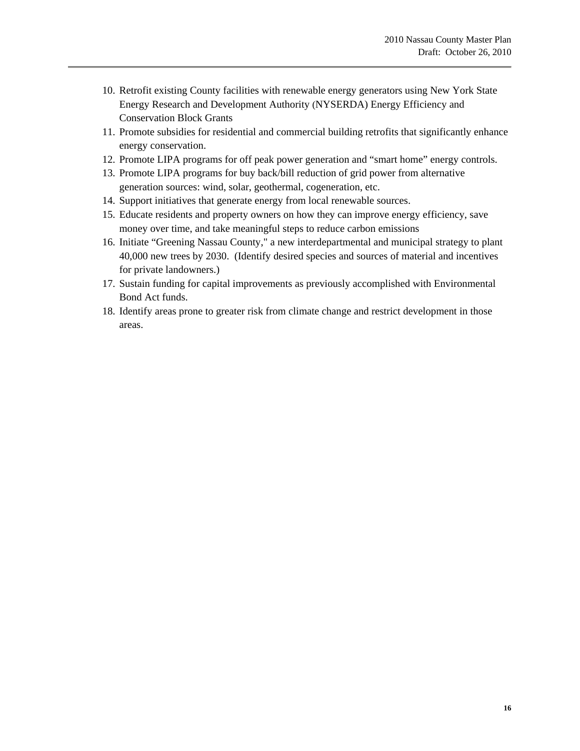10. Retrofit existing County facilities with renewable energy generators using New York State Energy Research and Development Authority (NYSERDA) Energy Efficiency and Conservation Block Grants
11. Promote subsidies for residential and commercial building retrofits that significantly enhance energy conservation.
12. Promote LIPA programs for off peak power generation and "smart home" energy controls.
13. Promote LIPA programs for buy back/bill reduction of grid power from alternative generation sources: wind, solar, geothermal, cogeneration, etc.
14. Support initiatives that generate energy from local renewable sources.
15. Educate residents and property owners on how they can improve energy efficiency, save money over time, and take meaningful steps to reduce carbon emissions
16. Initiate "Greening Nassau County," a new interdepartmental and municipal strategy to plant 40,000 new trees by 2030. (Identify desired species and sources of material and incentives for private landowners.)
17. Sustain funding for capital improvements as previously accomplished with Environmental Bond Act funds.
18. Identify areas prone to greater risk from climate change and restrict development in those areas.